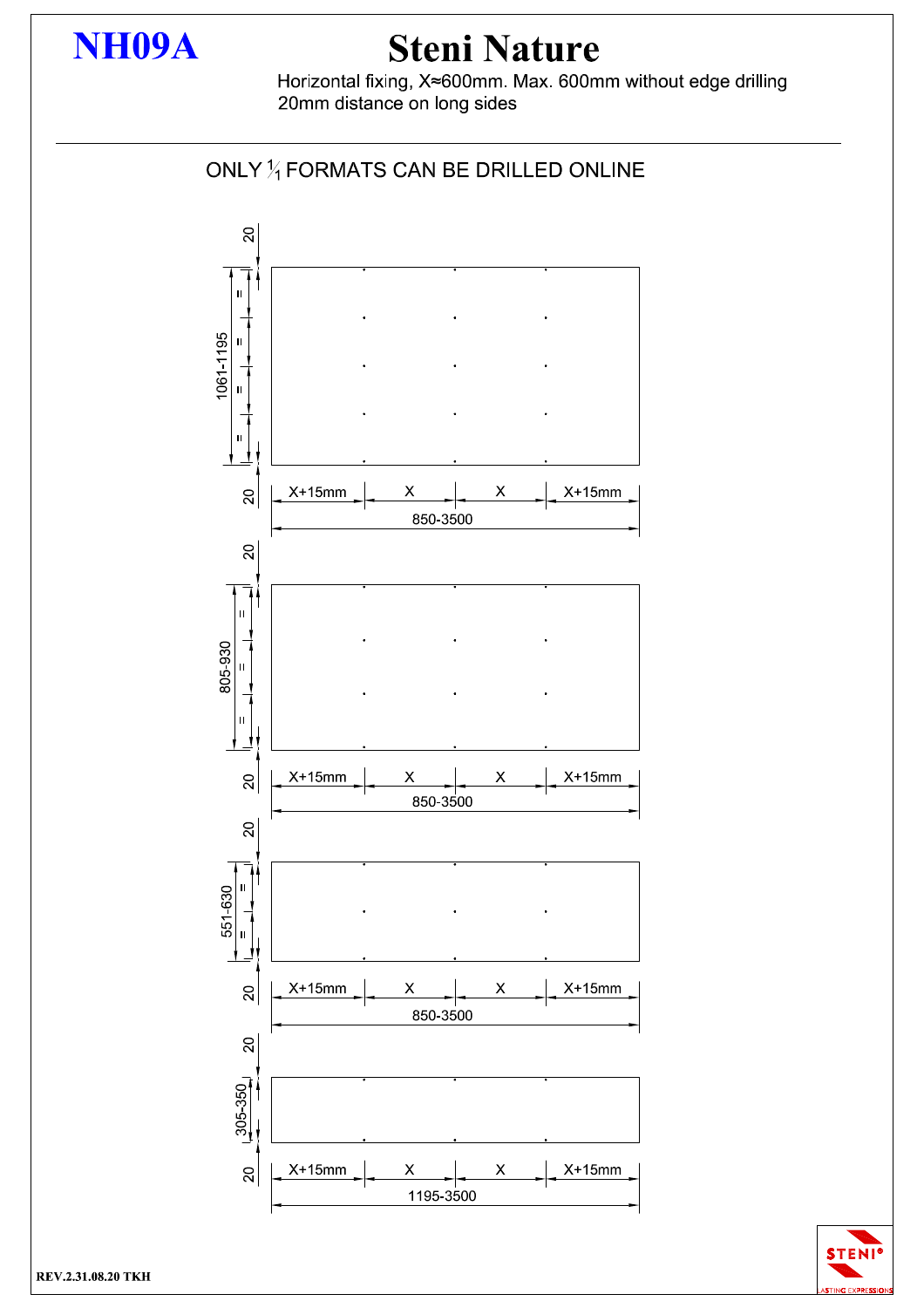# NH09A

# Steni Nature

Horizontal fixing, X≈600mm. Max. 600mm without edge drilling
20mm distance on long sides

## ONLY $^1/_1$ FORMATS CAN BE DRILLED ONLINE

20

1061-1195

=
=
=
=

20

X+15mm | X | X | X+15mm

850-3500

20

805-930

=
=
=

20

X+15mm | X | X | X+15mm

850-3500

20

551-630

=
=

20

X+15mm | X | X | X+15mm

850-3500

20

305-350

20

X+15mm | X | X | X+15mm

1195-3500

REV.2.31.08.20 TKH

STENI® LASTING EXPRESSIONS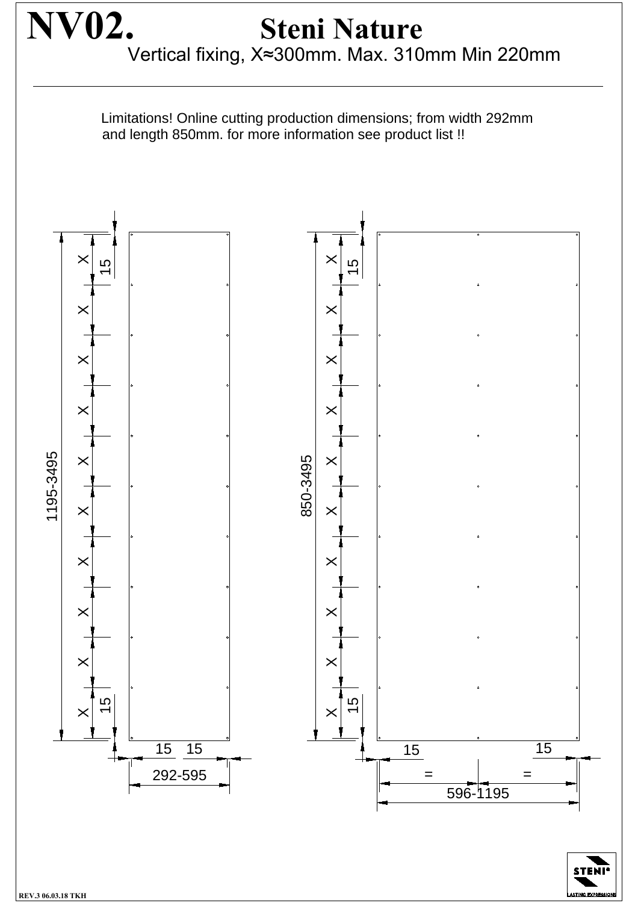# NV02. Steni Nature

Vertical fixing, X≈300mm. Max. 310mm Min 220mm

---

Limitations! Online cutting production dimensions; from width 292mm and length 850mm. for more information see product list !!

X 15

X

X

X

X

1195-3495

X

X

X

X

X 15

15 15

292-595

X 15

X

X

X

X

850-3495

X

X

X

X

X 15

15 15

= =

596-1195

REV.3 06.03.18 TKH

STENI LASTING EXPRESSIONS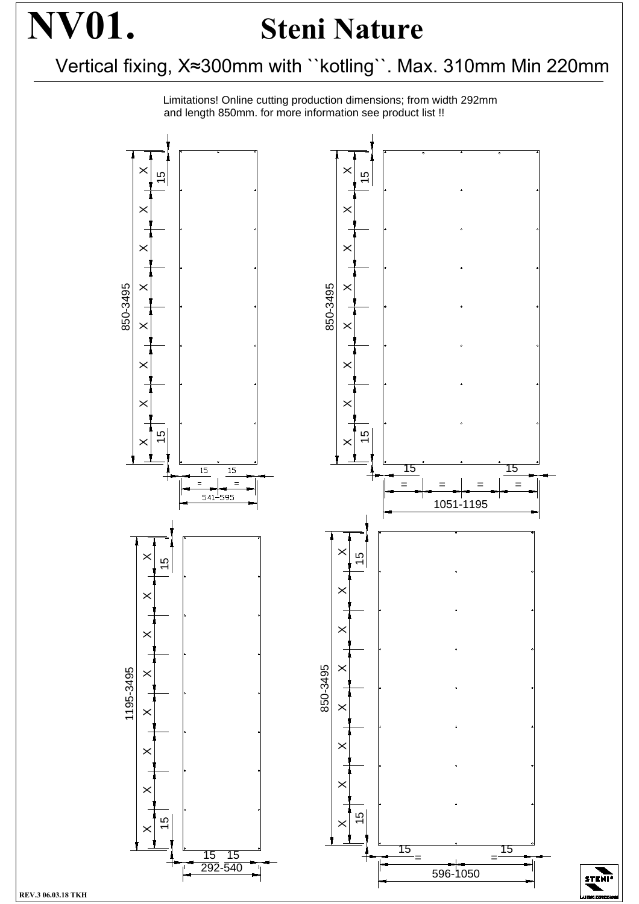# NV01. Steni Nature

Vertical fixing, X≈300mm with ``kotling``. Max. 310mm Min 220mm

Limitations! Online cutting production dimensions; from width 292mm and length 850mm. for more information see product list !!

X 15 X X X X X X X X 15

850-3495

15 15

= =

541-595

X 15 X X X X X X X X 15

850-3495

15 15

= = = =

1051-1195

X 15 X X X X X X X X 15

1195-3495

15 15

292-540

X 15 X X X X X X X 15

850-3495

15 15

= =

596-1050

REV.3 06.03.18 TKH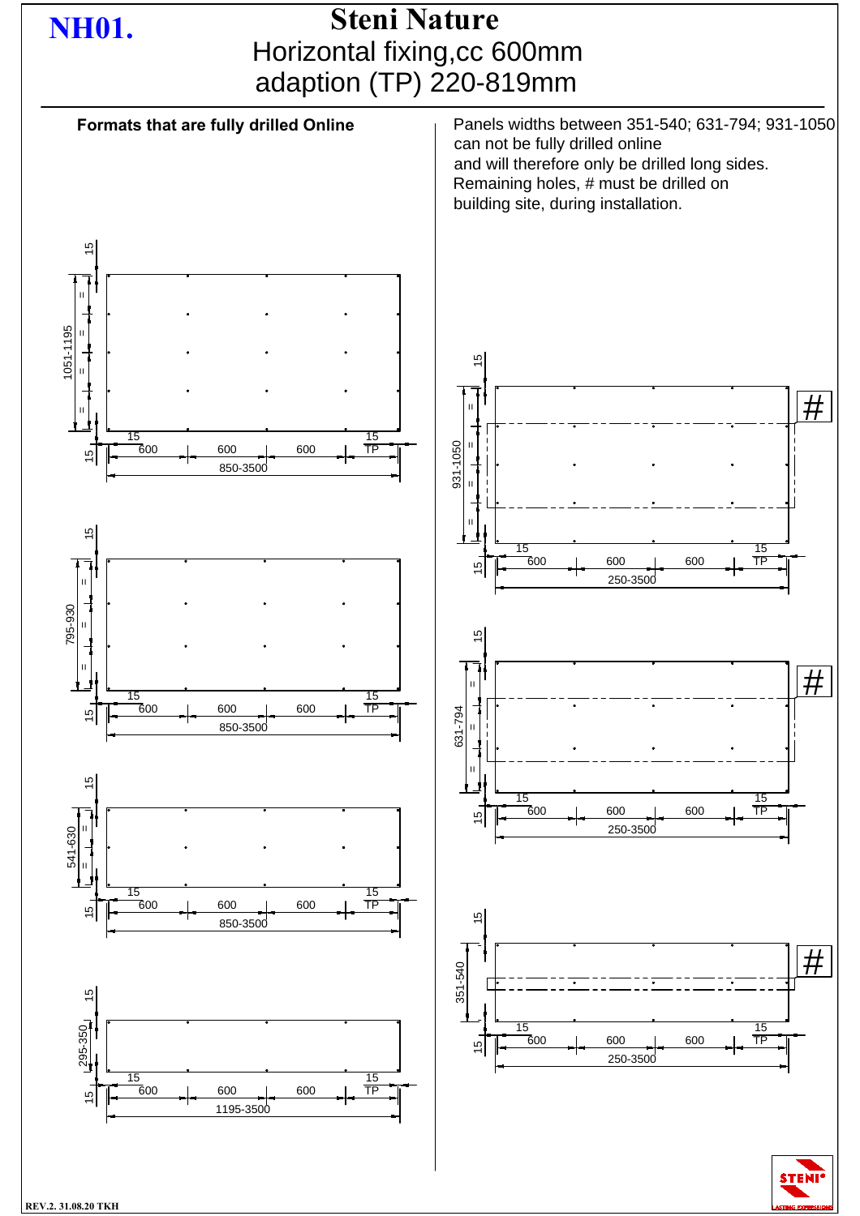# NH01.

## Steni Nature

Horizontal fixing,cc 600mm
adaption (TP) 220-819mm

**Formats that are fully drilled Online**

Panels widths between 351-540; 631-794; 931-1050 can not be fully drilled online and will therefore only be drilled long sides. Remaining holes, # must be drilled on building site, during installation.

15
1051-1195
15
15
600
600
600
15
TP
850-3500

15
795-930
15
15
600
600
600
15
TP
850-3500

15
541-630
15
15
600
600
600
15
TP
850-3500

15
295-350
15
15
600
600
600
15
TP
1195-3500

15
931-1050
15
15
600
600
600
15
TP
250-3500
#

15
631-794
15
15
600
600
600
15
TP
250-3500
#

15
351-540
15
15
600
600
600
15
TP
250-3500
#

REV.2. 31.08.20 TKH